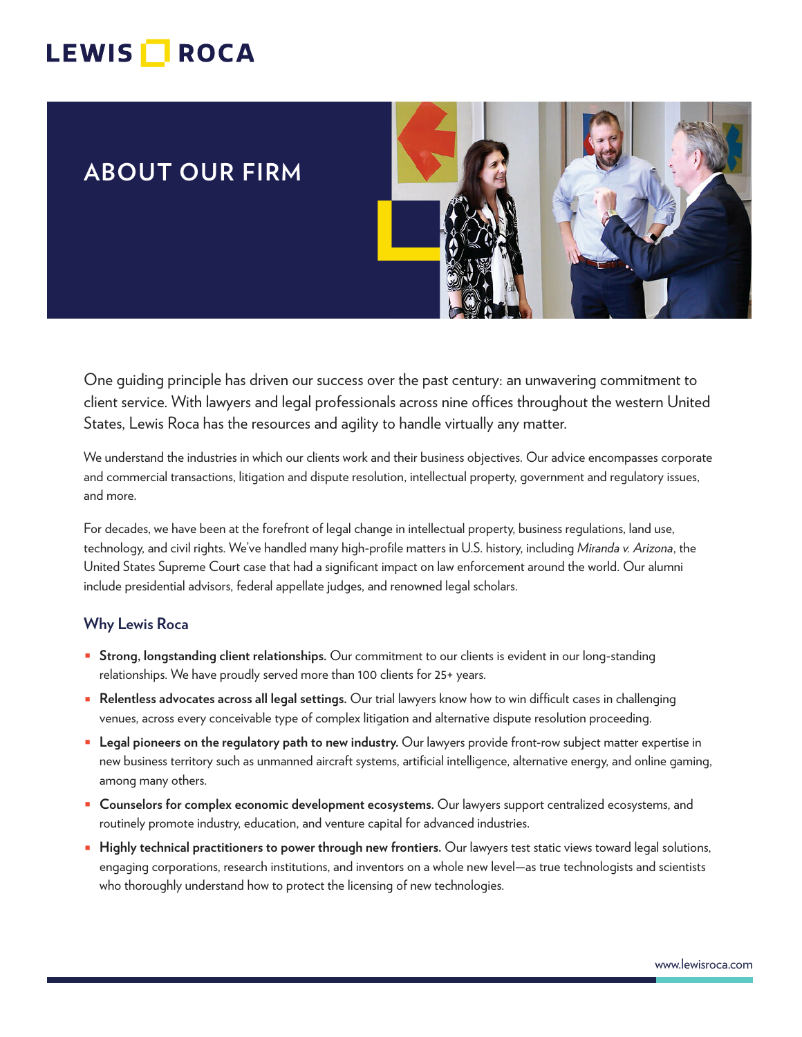LEWIS ROCA

# ABOUT OUR FIRM

One guiding principle has driven our success over the past century: an unwavering commitment to client service. With lawyers and legal professionals across nine offices throughout the western United States, Lewis Roca has the resources and agility to handle virtually any matter.

We understand the industries in which our clients work and their business objectives. Our advice encompasses corporate and commercial transactions, litigation and dispute resolution, intellectual property, government and regulatory issues, and more.

For decades, we have been at the forefront of legal change in intellectual property, business regulations, land use, technology, and civil rights. We've handled many high-profile matters in U.S. history, including *Miranda v. Arizona*, the United States Supreme Court case that had a significant impact on law enforcement around the world. Our alumni include presidential advisors, federal appellate judges, and renowned legal scholars.

## Why Lewis Roca

- **Strong, longstanding client relationships.** Our commitment to our clients is evident in our long-standing relationships. We have proudly served more than 100 clients for 25+ years.
- **Relentless advocates across all legal settings.** Our trial lawyers know how to win difficult cases in challenging venues, across every conceivable type of complex litigation and alternative dispute resolution proceeding.
- **Legal pioneers on the regulatory path to new industry.** Our lawyers provide front-row subject matter expertise in new business territory such as unmanned aircraft systems, artificial intelligence, alternative energy, and online gaming, among many others.
- **Counselors for complex economic development ecosystems.** Our lawyers support centralized ecosystems, and routinely promote industry, education, and venture capital for advanced industries.
- **Highly technical practitioners to power through new frontiers.** Our lawyers test static views toward legal solutions, engaging corporations, research institutions, and inventors on a whole new level—as true technologists and scientists who thoroughly understand how to protect the licensing of new technologies.

www.lewisroca.com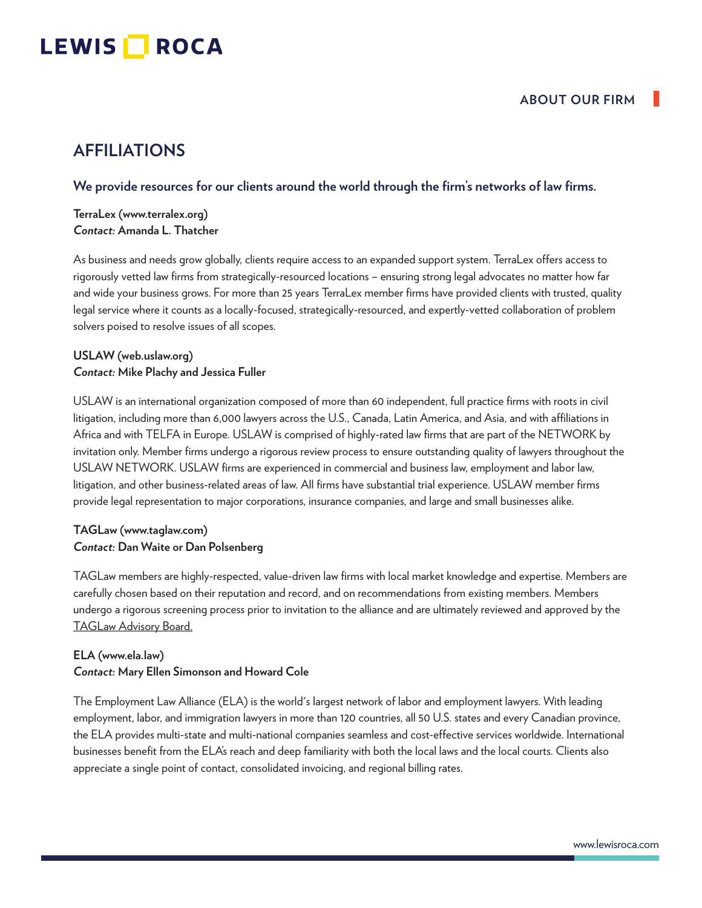## AFFILIATIONS

### We provide resources for our clients around the world through the firm's networks of law firms.

**TerraLex (www.terralex.org)**
***Contact:* Amanda L. Thatcher**

As business and needs grow globally, clients require access to an expanded support system. TerraLex offers access to rigorously vetted law firms from strategically-resourced locations – ensuring strong legal advocates no matter how far and wide your business grows. For more than 25 years TerraLex member firms have provided clients with trusted, quality legal service where it counts as a locally-focused, strategically-resourced, and expertly-vetted collaboration of problem solvers poised to resolve issues of all scopes.

**USLAW (web.uslaw.org)**
***Contact:* Mike Plachy and Jessica Fuller**

USLAW is an international organization composed of more than 60 independent, full practice firms with roots in civil litigation, including more than 6,000 lawyers across the U.S., Canada, Latin America, and Asia, and with affiliations in Africa and with TELFA in Europe. USLAW is comprised of highly-rated law firms that are part of the NETWORK by invitation only. Member firms undergo a rigorous review process to ensure outstanding quality of lawyers throughout the USLAW NETWORK. USLAW firms are experienced in commercial and business law, employment and labor law, litigation, and other business-related areas of law. All firms have substantial trial experience. USLAW member firms provide legal representation to major corporations, insurance companies, and large and small businesses alike.

**TAGLaw (www.taglaw.com)**
***Contact:* Dan Waite or Dan Polsenberg**

TAGLaw members are highly-respected, value-driven law firms with local market knowledge and expertise. Members are carefully chosen based on their reputation and record, and on recommendations from existing members. Members undergo a rigorous screening process prior to invitation to the alliance and are ultimately reviewed and approved by the TAGLaw Advisory Board.

**ELA (www.ela.law)**
***Contact:* Mary Ellen Simonson and Howard Cole**

The Employment Law Alliance (ELA) is the world's largest network of labor and employment lawyers. With leading employment, labor, and immigration lawyers in more than 120 countries, all 50 U.S. states and every Canadian province, the ELA provides multi-state and multi-national companies seamless and cost-effective services worldwide. International businesses benefit from the ELA's reach and deep familiarity with both the local laws and the local courts. Clients also appreciate a single point of contact, consolidated invoicing, and regional billing rates.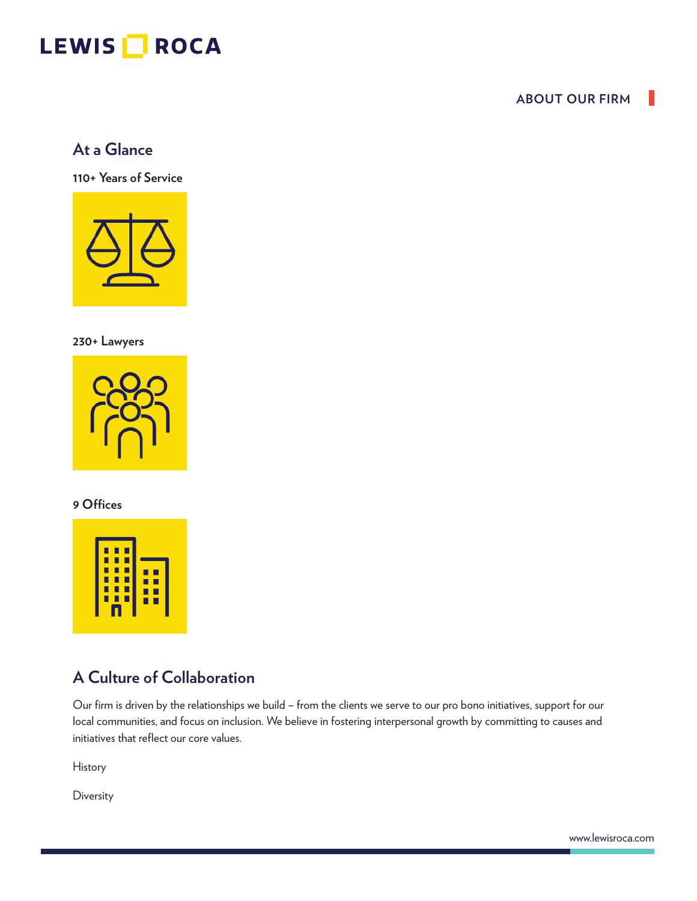## ABOUT OUR FIRM

### At a Glance

**110+ Years of Service**

**230+ Lawyers**

**9 Offices**

### A Culture of Collaboration

Our firm is driven by the relationships we build – from the clients we serve to our pro bono initiatives, support for our local communities, and focus on inclusion. We believe in fostering interpersonal growth by committing to causes and initiatives that reflect our core values.

History

Diversity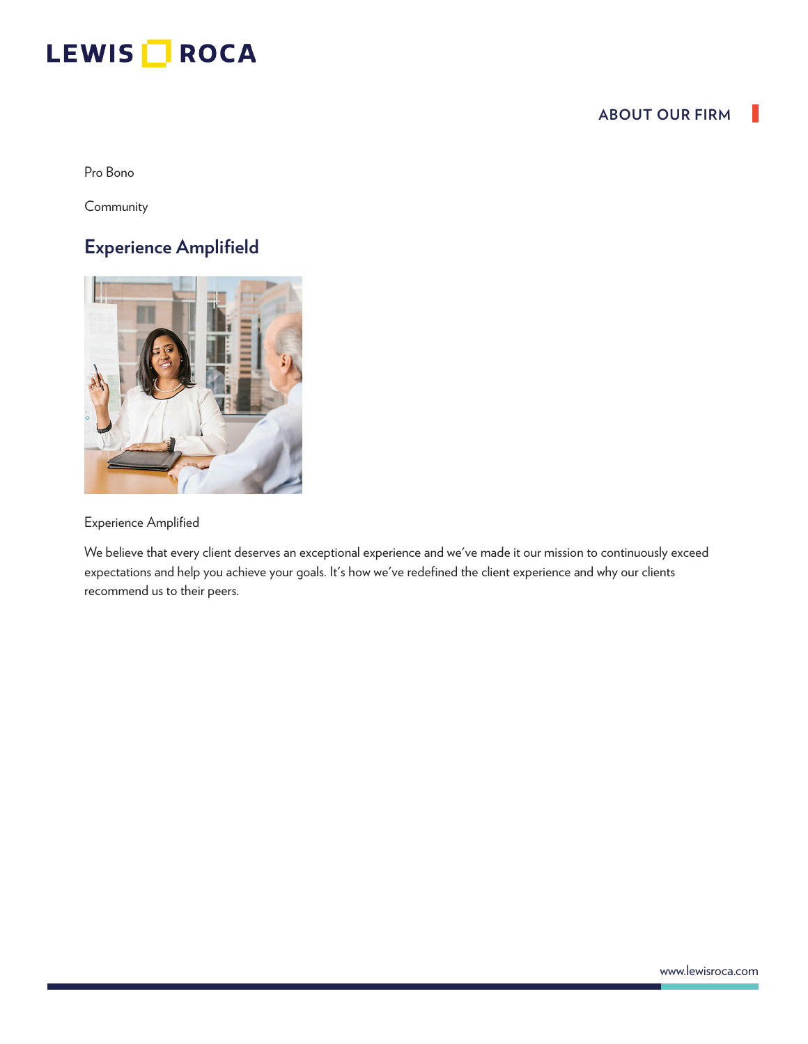Pro Bono

Community

## Experience Amplifield

Experience Amplified

We believe that every client deserves an exceptional experience and we've made it our mission to continuously exceed expectations and help you achieve your goals. It's how we've redefined the client experience and why our clients recommend us to their peers.